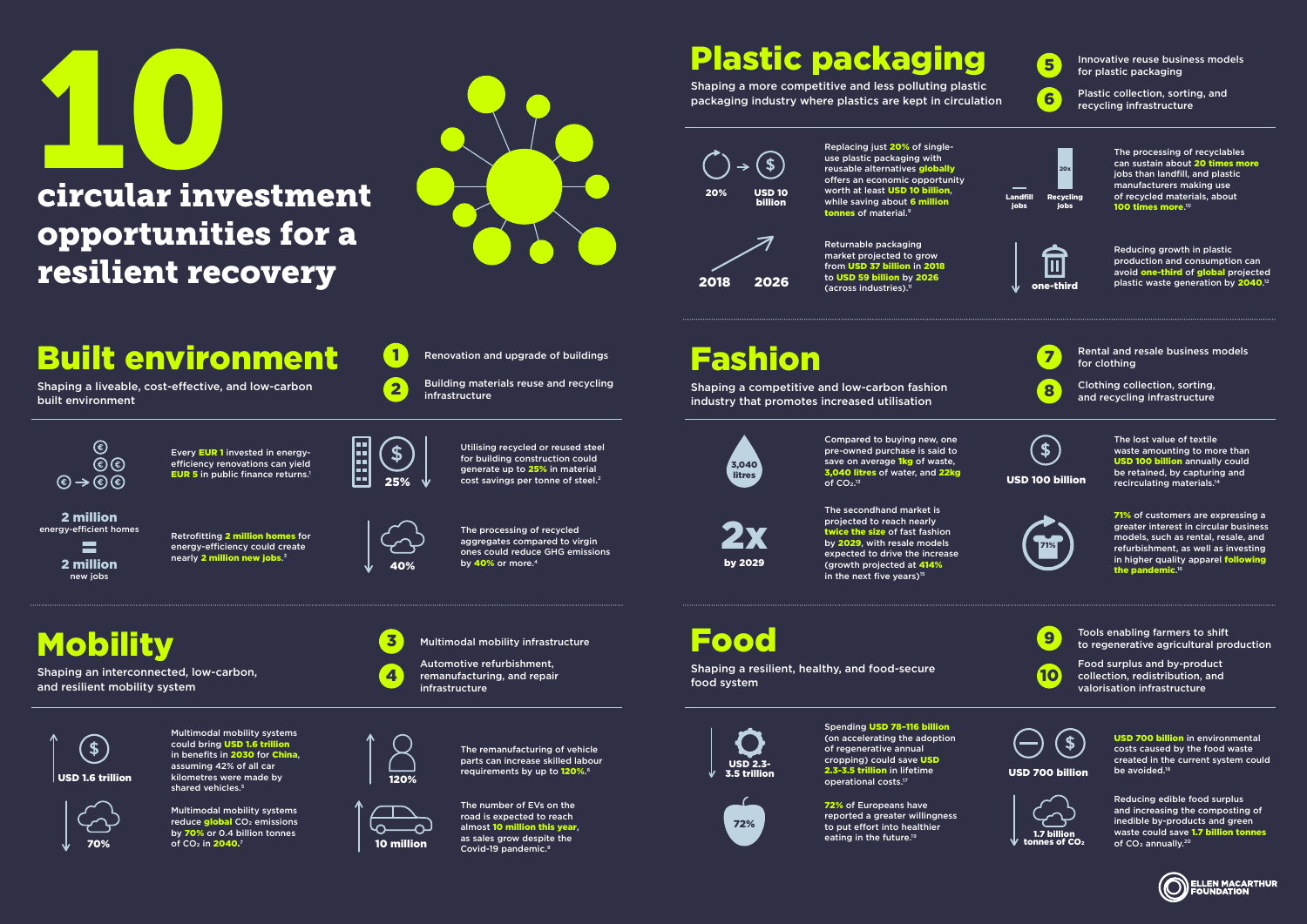# 10 circular investment opportunities for a resilient recovery

## Built environment

Shaping a liveable, cost-effective, and low-carbon built environment

1. Renovation and upgrade of buildings
2. Building materials reuse and recycling infrastructure

Every **EUR 1** invested in energy-efficiency renovations can yield **EUR 5** in public finance returns.[1]

**2 million** energy-efficient homes = **2 million** new jobs

Retrofitting **2 million homes** for energy-efficiency could create nearly **2 million new jobs.**[3]

**25%** — Utilising recycled or reused steel for building construction could generate up to **25%** in material cost savings per tonne of steel.[2]

**40%** — The processing of recycled aggregates compared to virgin ones could reduce GHG emissions by **40%** or more.[4]

## Mobility

Shaping an interconnected, low-carbon, and resilient mobility system

3. Multimodal mobility infrastructure
4. Automotive refurbishment, remanufacturing, and repair infrastructure

**USD 1.6 trillion** — Multimodal mobility systems could bring **USD 1.6 trillion** in benefits in **2030** for **China,** assuming 42% of all car kilometres were made by shared vehicles.[5]

**70%** — Multimodal mobility systems reduce **global** $CO_2$ emissions by **70%** or 0.4 billion tonnes of $CO_2$ in **2040.**[7]

**120%** — The remanufacturing of vehicle parts can increase skilled labour requirements by up to **120%.**[6]

**10 million** — The number of EVs on the road is expected to reach almost **10 million this year,** as sales grow despite the Covid-19 pandemic.[8]

## Plastic packaging

Shaping a more competitive and less polluting plastic packaging industry where plastics are kept in circulation

5. Innovative reuse business models for plastic packaging
6. Plastic collection, sorting, and recycling infrastructure

**20% → USD 10 billion** — Replacing just **20%** of single-use plastic packaging with reusable alternatives **globally** offers an economic opportunity worth at least **USD 10 billion,** while saving about **6 million tonnes** of material.[9]

**2018 → 2026** — Returnable packaging market projected to grow from **USD 37 billion** in **2018** to **USD 59 billion** by **2026** (across industries).[11]

**Landfill jobs / Recycling jobs (20x)** — The processing of recyclables can sustain about **20 times more** jobs than landfill, and plastic manufacturers making use of recycled materials, about **100 times more.**[10]

**one-third** — Reducing growth in plastic production and consumption can avoid **one-third** of **global** projected plastic waste generation by **2040.**[12]

## Fashion

Shaping a competitive and low-carbon fashion industry that promotes increased utilisation

7. Rental and resale business models for clothing
8. Clothing collection, sorting, and recycling infrastructure

**3,040 litres** — Compared to buying new, one pre-owned purchase is said to save on average **1kg** of waste, **3,040 litres** of water, and **22kg** of $CO_2$.[13]

**2x by 2029** — The secondhand market is projected to reach nearly **twice the size** of fast fashion by **2029,** with resale models expected to drive the increase (growth projected at **414%** in the next five years)[15]

**USD 100 billion** — The lost value of textile waste amounting to more than **USD 100 billion** annually could be retained, by capturing and recirculating materials.[14]

**71%** — **71%** of customers are expressing a greater interest in circular business models, such as rental, resale, and refurbishment, as well as investing in higher quality apparel **following the pandemic.**[16]

## Food

Shaping a resilient, healthy, and food-secure food system

9. Tools enabling farmers to shift to regenerative agricultural production
10. Food surplus and by-product collection, redistribution, and valorisation infrastructure

**USD 2.3-3.5 trillion** — Spending **USD 78–116 billion** (on accelerating the adoption of regenerative annual cropping) could save **USD 2.3-3.5 trillion** in lifetime operational costs.[17]

**72%** — **72%** of Europeans have reported a greater willingness to put effort into healthier eating in the future.[19]

**USD 700 billion** — **USD 700 billion** in environmental costs caused by the food waste created in the current system could be avoided.[18]

**1.7 billion tonnes of $CO_2$** — Reducing edible food surplus and increasing the composting of inedible by-products and green waste could save **1.7 billion tonnes** of $CO_2$ annually.[20]

ELLEN MACARTHUR FOUNDATION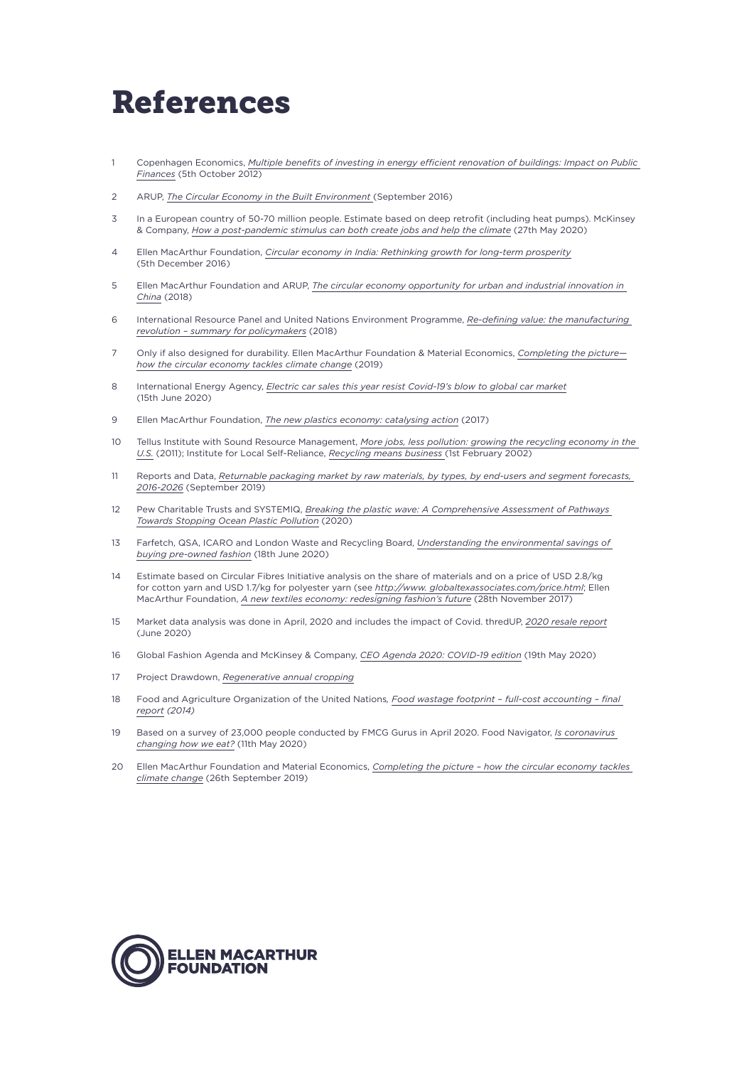# References

1. Copenhagen Economics, *Multiple benefits of investing in energy efficient renovation of buildings: Impact on Public Finances* (5th October 2012)

2. ARUP, *The Circular Economy in the Built Environment* (September 2016)

3. In a European country of 50-70 million people. Estimate based on deep retrofit (including heat pumps). McKinsey & Company, *How a post-pandemic stimulus can both create jobs and help the climate* (27th May 2020)

4. Ellen MacArthur Foundation, *Circular economy in India: Rethinking growth for long-term prosperity* (5th December 2016)

5. Ellen MacArthur Foundation and ARUP, *The circular economy opportunity for urban and industrial innovation in China* (2018)

6. International Resource Panel and United Nations Environment Programme, *Re-defining value: the manufacturing revolution – summary for policymakers* (2018)

7. Only if also designed for durability. Ellen MacArthur Foundation & Material Economics, *Completing the picture—how the circular economy tackles climate change* (2019)

8. International Energy Agency, *Electric car sales this year resist Covid-19's blow to global car market* (15th June 2020)

9. Ellen MacArthur Foundation, *The new plastics economy: catalysing action* (2017)

10. Tellus Institute with Sound Resource Management, *More jobs, less pollution: growing the recycling economy in the U.S.* (2011); Institute for Local Self-Reliance, *Recycling means business* (1st February 2002)

11. Reports and Data, *Returnable packaging market by raw materials, by types, by end-users and segment forecasts, 2016-2026* (September 2019)

12. Pew Charitable Trusts and SYSTEMIQ, *Breaking the plastic wave: A Comprehensive Assessment of Pathways Towards Stopping Ocean Plastic Pollution* (2020)

13. Farfetch, QSA, ICARO and London Waste and Recycling Board, *Understanding the environmental savings of buying pre-owned fashion* (18th June 2020)

14. Estimate based on Circular Fibres Initiative analysis on the share of materials and on a price of USD 2.8/kg for cotton yarn and USD 1.7/kg for polyester yarn (see *http://www. globaltexassociates.com/price.html*; Ellen MacArthur Foundation, *A new textiles economy: redesigning fashion's future* (28th November 2017)

15. Market data analysis was done in April, 2020 and includes the impact of Covid. thredUP, *2020 resale report* (June 2020)

16. Global Fashion Agenda and McKinsey & Company, *CEO Agenda 2020: COVID-19 edition* (19th May 2020)

17. Project Drawdown, *Regenerative annual cropping*

18. Food and Agriculture Organization of the United Nations*, Food wastage footprint – full-cost accounting – final report (2014)*

19. Based on a survey of 23,000 people conducted by FMCG Gurus in April 2020. Food Navigator, *Is coronavirus changing how we eat?* (11th May 2020)

20. Ellen MacArthur Foundation and Material Economics, *Completing the picture – how the circular economy tackles climate change* (26th September 2019)

ELLEN MACARTHUR FOUNDATION